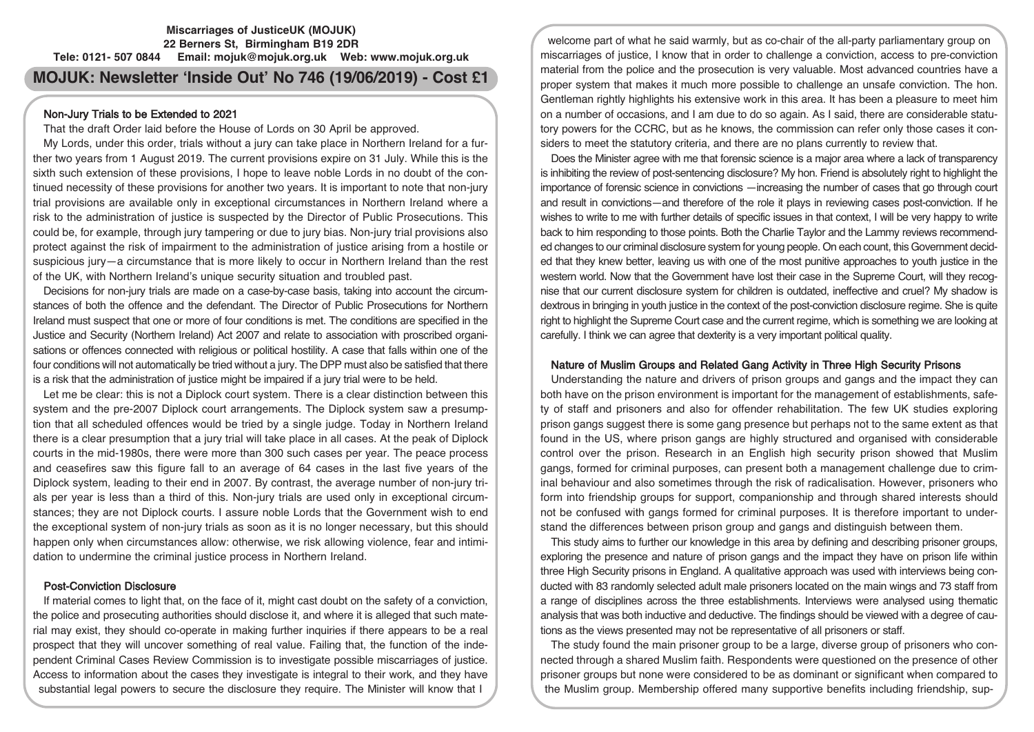**Miscarriages of JusticeUK (MOJUK)**
**22 Berners St, Birmingham B19 2DR**
**Tele: 0121- 507 0844 Email: mojuk@mojuk.org.uk Web: www.mojuk.org.uk**

# MOJUK: Newsletter 'Inside Out' No 746 (19/06/2019) - Cost £1

## Non-Jury Trials to be Extended to 2021

That the draft Order laid before the House of Lords on 30 April be approved.

My Lords, under this order, trials without a jury can take place in Northern Ireland for a further two years from 1 August 2019. The current provisions expire on 31 July. While this is the sixth such extension of these provisions, I hope to leave noble Lords in no doubt of the continued necessity of these provisions for another two years. It is important to note that non-jury trial provisions are available only in exceptional circumstances in Northern Ireland where a risk to the administration of justice is suspected by the Director of Public Prosecutions. This could be, for example, through jury tampering or due to jury bias. Non-jury trial provisions also protect against the risk of impairment to the administration of justice arising from a hostile or suspicious jury—a circumstance that is more likely to occur in Northern Ireland than the rest of the UK, with Northern Ireland's unique security situation and troubled past.

Decisions for non-jury trials are made on a case-by-case basis, taking into account the circumstances of both the offence and the defendant. The Director of Public Prosecutions for Northern Ireland must suspect that one or more of four conditions is met. The conditions are specified in the Justice and Security (Northern Ireland) Act 2007 and relate to association with proscribed organisations or offences connected with religious or political hostility. A case that falls within one of the four conditions will not automatically be tried without a jury. The DPP must also be satisfied that there is a risk that the administration of justice might be impaired if a jury trial were to be held.

Let me be clear: this is not a Diplock court system. There is a clear distinction between this system and the pre-2007 Diplock court arrangements. The Diplock system saw a presumption that all scheduled offences would be tried by a single judge. Today in Northern Ireland there is a clear presumption that a jury trial will take place in all cases. At the peak of Diplock courts in the mid-1980s, there were more than 300 such cases per year. The peace process and ceasefires saw this figure fall to an average of 64 cases in the last five years of the Diplock system, leading to their end in 2007. By contrast, the average number of non-jury trials per year is less than a third of this. Non-jury trials are used only in exceptional circumstances; they are not Diplock courts. I assure noble Lords that the Government wish to end the exceptional system of non-jury trials as soon as it is no longer necessary, but this should happen only when circumstances allow: otherwise, we risk allowing violence, fear and intimidation to undermine the criminal justice process in Northern Ireland.

## Post-Conviction Disclosure

If material comes to light that, on the face of it, might cast doubt on the safety of a conviction, the police and prosecuting authorities should disclose it, and where it is alleged that such material may exist, they should co-operate in making further inquiries if there appears to be a real prospect that they will uncover something of real value. Failing that, the function of the independent Criminal Cases Review Commission is to investigate possible miscarriages of justice. Access to information about the cases they investigate is integral to their work, and they have substantial legal powers to secure the disclosure they require. The Minister will know that I welcome part of what he said warmly, but as co-chair of the all-party parliamentary group on miscarriages of justice, I know that in order to challenge a conviction, access to pre-conviction material from the police and the prosecution is very valuable. Most advanced countries have a proper system that makes it much more possible to challenge an unsafe conviction. The hon. Gentleman rightly highlights his extensive work in this area. It has been a pleasure to meet him on a number of occasions, and I am due to do so again. As I said, there are considerable statutory powers for the CCRC, but as he knows, the commission can refer only those cases it considers to meet the statutory criteria, and there are no plans currently to review that.

Does the Minister agree with me that forensic science is a major area where a lack of transparency is inhibiting the review of post-sentencing disclosure? My hon. Friend is absolutely right to highlight the importance of forensic science in convictions —increasing the number of cases that go through court and result in convictions—and therefore of the role it plays in reviewing cases post-conviction. If he wishes to write to me with further details of specific issues in that context, I will be very happy to write back to him responding to those points. Both the Charlie Taylor and the Lammy reviews recommended changes to our criminal disclosure system for young people. On each count, this Government decided that they knew better, leaving us with one of the most punitive approaches to youth justice in the western world. Now that the Government have lost their case in the Supreme Court, will they recognise that our current disclosure system for children is outdated, ineffective and cruel? My shadow is dextrous in bringing in youth justice in the context of the post-conviction disclosure regime. She is quite right to highlight the Supreme Court case and the current regime, which is something we are looking at carefully. I think we can agree that dexterity is a very important political quality.

## Nature of Muslim Groups and Related Gang Activity in Three High Security Prisons

Understanding the nature and drivers of prison groups and gangs and the impact they can both have on the prison environment is important for the management of establishments, safety of staff and prisoners and also for offender rehabilitation. The few UK studies exploring prison gangs suggest there is some gang presence but perhaps not to the same extent as that found in the US, where prison gangs are highly structured and organised with considerable control over the prison. Research in an English high security prison showed that Muslim gangs, formed for criminal purposes, can present both a management challenge due to criminal behaviour and also sometimes through the risk of radicalisation. However, prisoners who form into friendship groups for support, companionship and through shared interests should not be confused with gangs formed for criminal purposes. It is therefore important to understand the differences between prison group and gangs and distinguish between them.

This study aims to further our knowledge in this area by defining and describing prisoner groups, exploring the presence and nature of prison gangs and the impact they have on prison life within three High Security prisons in England. A qualitative approach was used with interviews being conducted with 83 randomly selected adult male prisoners located on the main wings and 73 staff from a range of disciplines across the three establishments. Interviews were analysed using thematic analysis that was both inductive and deductive. The findings should be viewed with a degree of cautions as the views presented may not be representative of all prisoners or staff.

The study found the main prisoner group to be a large, diverse group of prisoners who connected through a shared Muslim faith. Respondents were questioned on the presence of other prisoner groups but none were considered to be as dominant or significant when compared to the Muslim group. Membership offered many supportive benefits including friendship, sup-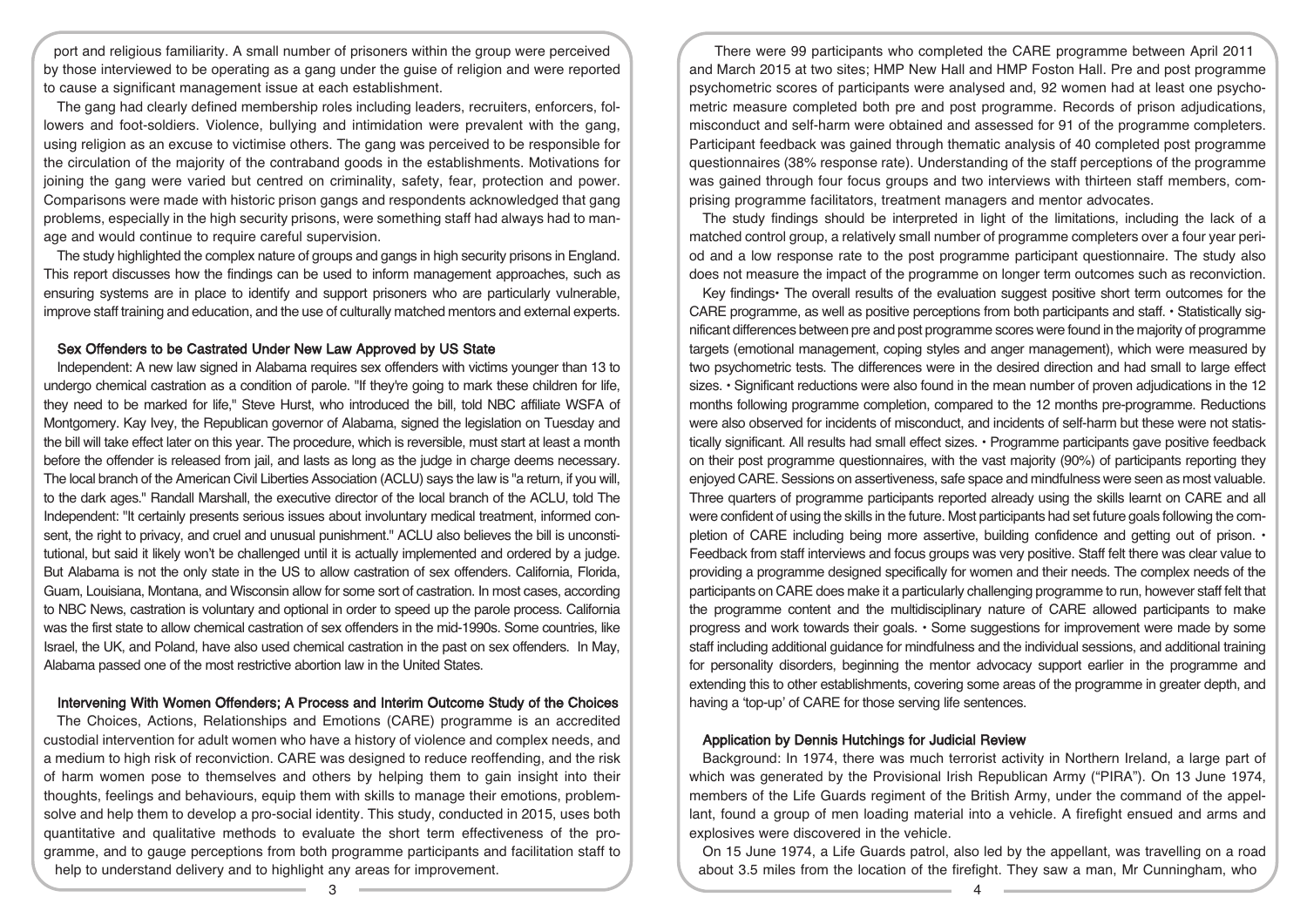port and religious familiarity. A small number of prisoners within the group were perceived by those interviewed to be operating as a gang under the guise of religion and were reported to cause a significant management issue at each establishment.

The gang had clearly defined membership roles including leaders, recruiters, enforcers, followers and foot-soldiers. Violence, bullying and intimidation were prevalent with the gang, using religion as an excuse to victimise others. The gang was perceived to be responsible for the circulation of the majority of the contraband goods in the establishments. Motivations for joining the gang were varied but centred on criminality, safety, fear, protection and power. Comparisons were made with historic prison gangs and respondents acknowledged that gang problems, especially in the high security prisons, were something staff had always had to manage and would continue to require careful supervision.

The study highlighted the complex nature of groups and gangs in high security prisons in England. This report discusses how the findings can be used to inform management approaches, such as ensuring systems are in place to identify and support prisoners who are particularly vulnerable, improve staff training and education, and the use of culturally matched mentors and external experts.

### Sex Offenders to be Castrated Under New Law Approved by US State

Independent: A new law signed in Alabama requires sex offenders with victims younger than 13 to undergo chemical castration as a condition of parole. "If they're going to mark these children for life, they need to be marked for life," Steve Hurst, who introduced the bill, told NBC affiliate WSFA of Montgomery. Kay Ivey, the Republican governor of Alabama, signed the legislation on Tuesday and the bill will take effect later on this year. The procedure, which is reversible, must start at least a month before the offender is released from jail, and lasts as long as the judge in charge deems necessary. The local branch of the American Civil Liberties Association (ACLU) says the law is "a return, if you will, to the dark ages." Randall Marshall, the executive director of the local branch of the ACLU, told The Independent: "It certainly presents serious issues about involuntary medical treatment, informed consent, the right to privacy, and cruel and unusual punishment." ACLU also believes the bill is unconstitutional, but said it likely won't be challenged until it is actually implemented and ordered by a judge. But Alabama is not the only state in the US to allow castration of sex offenders. California, Florida, Guam, Louisiana, Montana, and Wisconsin allow for some sort of castration. In most cases, according to NBC News, castration is voluntary and optional in order to speed up the parole process. California was the first state to allow chemical castration of sex offenders in the mid-1990s. Some countries, like Israel, the UK, and Poland, have also used chemical castration in the past on sex offenders. In May, Alabama passed one of the most restrictive abortion law in the United States.

### Intervening With Women Offenders; A Process and Interim Outcome Study of the Choices

The Choices, Actions, Relationships and Emotions (CARE) programme is an accredited custodial intervention for adult women who have a history of violence and complex needs, and a medium to high risk of reconviction. CARE was designed to reduce reoffending, and the risk of harm women pose to themselves and others by helping them to gain insight into their thoughts, feelings and behaviours, equip them with skills to manage their emotions, problem-solve and help them to develop a pro-social identity. This study, conducted in 2015, uses both quantitative and qualitative methods to evaluate the short term effectiveness of the programme, and to gauge perceptions from both programme participants and facilitation staff to help to understand delivery and to highlight any areas for improvement.

There were 99 participants who completed the CARE programme between April 2011 and March 2015 at two sites; HMP New Hall and HMP Foston Hall. Pre and post programme psychometric scores of participants were analysed and, 92 women had at least one psychometric measure completed both pre and post programme. Records of prison adjudications, misconduct and self-harm were obtained and assessed for 91 of the programme completers. Participant feedback was gained through thematic analysis of 40 completed post programme questionnaires (38% response rate). Understanding of the staff perceptions of the programme was gained through four focus groups and two interviews with thirteen staff members, comprising programme facilitators, treatment managers and mentor advocates.

The study findings should be interpreted in light of the limitations, including the lack of a matched control group, a relatively small number of programme completers over a four year period and a low response rate to the post programme participant questionnaire. The study also does not measure the impact of the programme on longer term outcomes such as reconviction.

Key findings• The overall results of the evaluation suggest positive short term outcomes for the CARE programme, as well as positive perceptions from both participants and staff. • Statistically significant differences between pre and post programme scores were found in the majority of programme targets (emotional management, coping styles and anger management), which were measured by two psychometric tests. The differences were in the desired direction and had small to large effect sizes. • Significant reductions were also found in the mean number of proven adjudications in the 12 months following programme completion, compared to the 12 months pre-programme. Reductions were also observed for incidents of misconduct, and incidents of self-harm but these were not statistically significant. All results had small effect sizes. • Programme participants gave positive feedback on their post programme questionnaires, with the vast majority (90%) of participants reporting they enjoyed CARE. Sessions on assertiveness, safe space and mindfulness were seen as most valuable. Three quarters of programme participants reported already using the skills learnt on CARE and all were confident of using the skills in the future. Most participants had set future goals following the completion of CARE including being more assertive, building confidence and getting out of prison. • Feedback from staff interviews and focus groups was very positive. Staff felt there was clear value to providing a programme designed specifically for women and their needs. The complex needs of the participants on CARE does make it a particularly challenging programme to run, however staff felt that the programme content and the multidisciplinary nature of CARE allowed participants to make progress and work towards their goals. • Some suggestions for improvement were made by some staff including additional guidance for mindfulness and the individual sessions, and additional training for personality disorders, beginning the mentor advocacy support earlier in the programme and extending this to other establishments, covering some areas of the programme in greater depth, and having a 'top-up' of CARE for those serving life sentences.

### Application by Dennis Hutchings for Judicial Review

Background: In 1974, there was much terrorist activity in Northern Ireland, a large part of which was generated by the Provisional Irish Republican Army ("PIRA"). On 13 June 1974, members of the Life Guards regiment of the British Army, under the command of the appellant, found a group of men loading material into a vehicle. A firefight ensued and arms and explosives were discovered in the vehicle.

On 15 June 1974, a Life Guards patrol, also led by the appellant, was travelling on a road about 3.5 miles from the location of the firefight. They saw a man, Mr Cunningham, who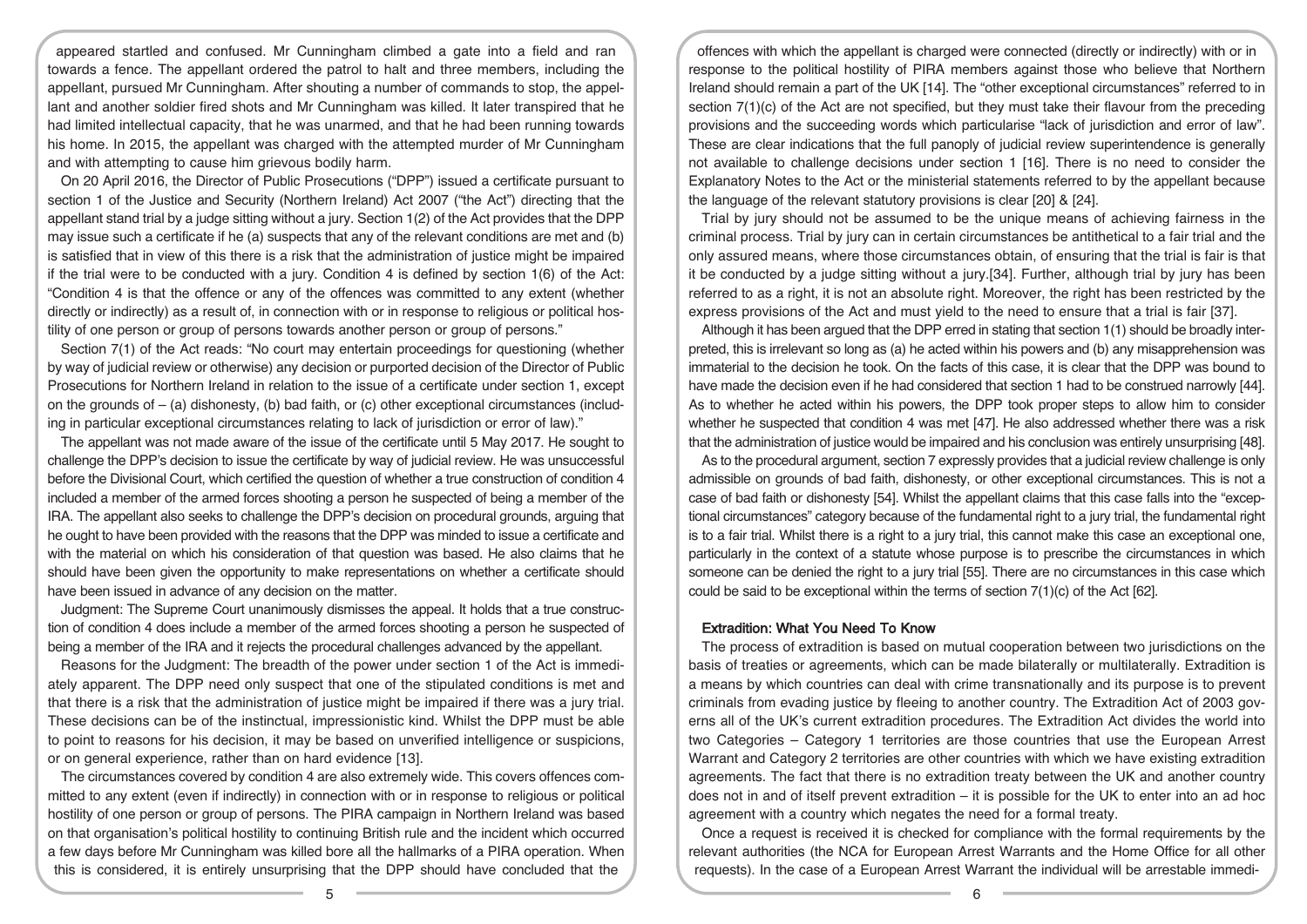appeared startled and confused. Mr Cunningham climbed a gate into a field and ran towards a fence. The appellant ordered the patrol to halt and three members, including the appellant, pursued Mr Cunningham. After shouting a number of commands to stop, the appellant and another soldier fired shots and Mr Cunningham was killed. It later transpired that he had limited intellectual capacity, that he was unarmed, and that he had been running towards his home. In 2015, the appellant was charged with the attempted murder of Mr Cunningham and with attempting to cause him grievous bodily harm.

On 20 April 2016, the Director of Public Prosecutions ("DPP") issued a certificate pursuant to section 1 of the Justice and Security (Northern Ireland) Act 2007 ("the Act") directing that the appellant stand trial by a judge sitting without a jury. Section 1(2) of the Act provides that the DPP may issue such a certificate if he (a) suspects that any of the relevant conditions are met and (b) is satisfied that in view of this there is a risk that the administration of justice might be impaired if the trial were to be conducted with a jury. Condition 4 is defined by section 1(6) of the Act: "Condition 4 is that the offence or any of the offences was committed to any extent (whether directly or indirectly) as a result of, in connection with or in response to religious or political hostility of one person or group of persons towards another person or group of persons."

Section 7(1) of the Act reads: "No court may entertain proceedings for questioning (whether by way of judicial review or otherwise) any decision or purported decision of the Director of Public Prosecutions for Northern Ireland in relation to the issue of a certificate under section 1, except on the grounds of – (a) dishonesty, (b) bad faith, or (c) other exceptional circumstances (including in particular exceptional circumstances relating to lack of jurisdiction or error of law)."

The appellant was not made aware of the issue of the certificate until 5 May 2017. He sought to challenge the DPP's decision to issue the certificate by way of judicial review. He was unsuccessful before the Divisional Court, which certified the question of whether a true construction of condition 4 included a member of the armed forces shooting a person he suspected of being a member of the IRA. The appellant also seeks to challenge the DPP's decision on procedural grounds, arguing that he ought to have been provided with the reasons that the DPP was minded to issue a certificate and with the material on which his consideration of that question was based. He also claims that he should have been given the opportunity to make representations on whether a certificate should have been issued in advance of any decision on the matter.

Judgment: The Supreme Court unanimously dismisses the appeal. It holds that a true construction of condition 4 does include a member of the armed forces shooting a person he suspected of being a member of the IRA and it rejects the procedural challenges advanced by the appellant.

Reasons for the Judgment: The breadth of the power under section 1 of the Act is immediately apparent. The DPP need only suspect that one of the stipulated conditions is met and that there is a risk that the administration of justice might be impaired if there was a jury trial. These decisions can be of the instinctual, impressionistic kind. Whilst the DPP must be able to point to reasons for his decision, it may be based on unverified intelligence or suspicions, or on general experience, rather than on hard evidence [13].

The circumstances covered by condition 4 are also extremely wide. This covers offences committed to any extent (even if indirectly) in connection with or in response to religious or political hostility of one person or group of persons. The PIRA campaign in Northern Ireland was based on that organisation's political hostility to continuing British rule and the incident which occurred a few days before Mr Cunningham was killed bore all the hallmarks of a PIRA operation. When this is considered, it is entirely unsurprising that the DPP should have concluded that the offences with which the appellant is charged were connected (directly or indirectly) with or in response to the political hostility of PIRA members against those who believe that Northern Ireland should remain a part of the UK [14]. The "other exceptional circumstances" referred to in section 7(1)(c) of the Act are not specified, but they must take their flavour from the preceding provisions and the succeeding words which particularise "lack of jurisdiction and error of law". These are clear indications that the full panoply of judicial review superintendence is generally not available to challenge decisions under section 1 [16]. There is no need to consider the Explanatory Notes to the Act or the ministerial statements referred to by the appellant because the language of the relevant statutory provisions is clear [20] & [24].

Trial by jury should not be assumed to be the unique means of achieving fairness in the criminal process. Trial by jury can in certain circumstances be antithetical to a fair trial and the only assured means, where those circumstances obtain, of ensuring that the trial is fair is that it be conducted by a judge sitting without a jury.[34]. Further, although trial by jury has been referred to as a right, it is not an absolute right. Moreover, the right has been restricted by the express provisions of the Act and must yield to the need to ensure that a trial is fair [37].

Although it has been argued that the DPP erred in stating that section 1(1) should be broadly interpreted, this is irrelevant so long as (a) he acted within his powers and (b) any misapprehension was immaterial to the decision he took. On the facts of this case, it is clear that the DPP was bound to have made the decision even if he had considered that section 1 had to be construed narrowly [44]. As to whether he acted within his powers, the DPP took proper steps to allow him to consider whether he suspected that condition 4 was met [47]. He also addressed whether there was a risk that the administration of justice would be impaired and his conclusion was entirely unsurprising [48].

As to the procedural argument, section 7 expressly provides that a judicial review challenge is only admissible on grounds of bad faith, dishonesty, or other exceptional circumstances. This is not a case of bad faith or dishonesty [54]. Whilst the appellant claims that this case falls into the "exceptional circumstances" category because of the fundamental right to a fair trial, the fundamental right is to a fair trial. Whilst there is a right to a jury trial, this cannot make this case an exceptional one, particularly in the context of a statute whose purpose is to prescribe the circumstances in which someone can be denied the right to a jury trial [55]. There are no circumstances in this case which could be said to be exceptional within the terms of section 7(1)(c) of the Act [62].

### Extradition: What You Need To Know

The process of extradition is based on mutual cooperation between two jurisdictions on the basis of treaties or agreements, which can be made bilaterally or multilaterally. Extradition is a means by which countries can deal with crime transnationally and its purpose is to prevent criminals from evading justice by fleeing to another country. The Extradition Act of 2003 governs all of the UK's current extradition procedures. The Extradition Act divides the world into two Categories – Category 1 territories are those countries that use the European Arrest Warrant and Category 2 territories are other countries with which we have existing extradition agreements. The fact that there is no extradition treaty between the UK and another country does not in and of itself prevent extradition – it is possible for the UK to enter into an ad hoc agreement with a country which negates the need for a formal treaty.

Once a request is received it is checked for compliance with the formal requirements by the relevant authorities (the NCA for European Arrest Warrants and the Home Office for all other requests). In the case of a European Arrest Warrant the individual will be arrestable immedi-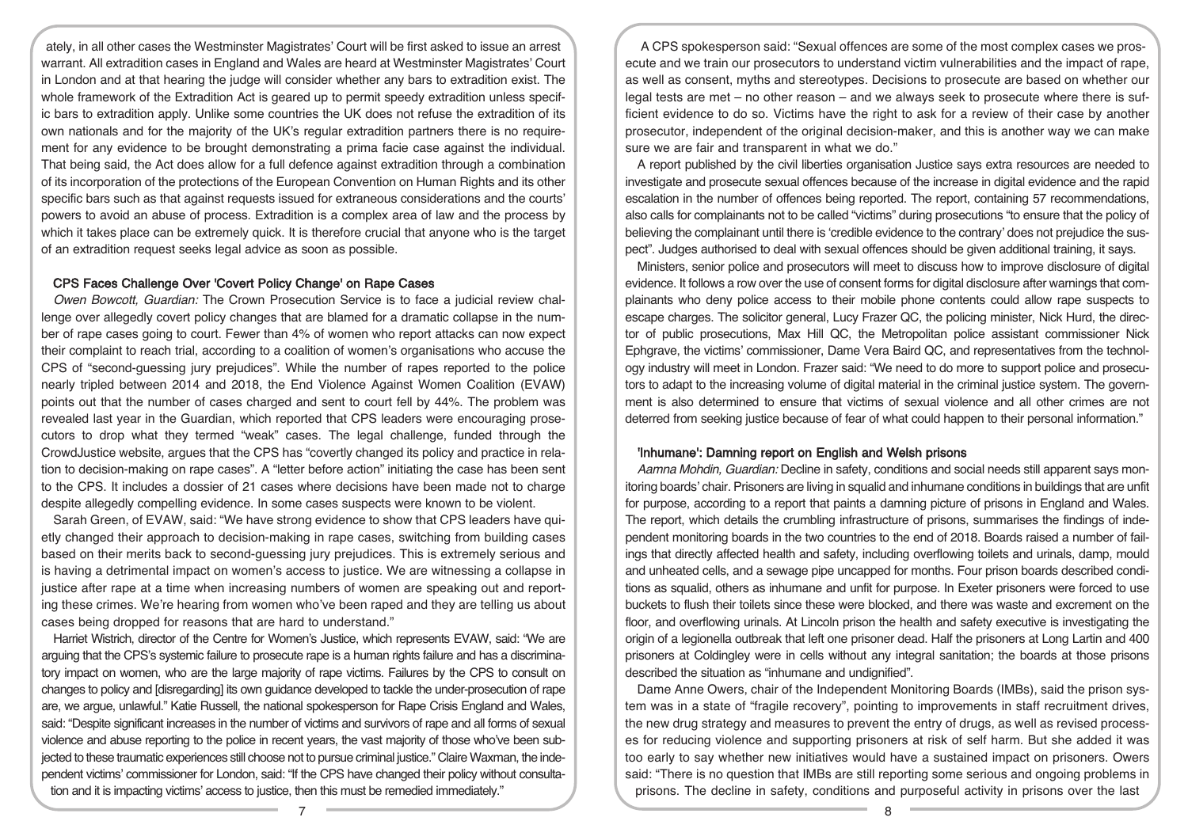ately, in all other cases the Westminster Magistrates' Court will be first asked to issue an arrest warrant. All extradition cases in England and Wales are heard at Westminster Magistrates' Court in London and at that hearing the judge will consider whether any bars to extradition exist. The whole framework of the Extradition Act is geared up to permit speedy extradition unless specific bars to extradition apply. Unlike some countries the UK does not refuse the extradition of its own nationals and for the majority of the UK's regular extradition partners there is no requirement for any evidence to be brought demonstrating a prima facie case against the individual. That being said, the Act does allow for a full defence against extradition through a combination of its incorporation of the protections of the European Convention on Human Rights and its other specific bars such as that against requests issued for extraneous considerations and the courts' powers to avoid an abuse of process. Extradition is a complex area of law and the process by which it takes place can be extremely quick. It is therefore crucial that anyone who is the target of an extradition request seeks legal advice as soon as possible.

### CPS Faces Challenge Over 'Covert Policy Change' on Rape Cases

*Owen Bowcott, Guardian:* The Crown Prosecution Service is to face a judicial review challenge over allegedly covert policy changes that are blamed for a dramatic collapse in the number of rape cases going to court. Fewer than 4% of women who report attacks can now expect their complaint to reach trial, according to a coalition of women's organisations who accuse the CPS of "second-guessing jury prejudices". While the number of rapes reported to the police nearly tripled between 2014 and 2018, the End Violence Against Women Coalition (EVAW) points out that the number of cases charged and sent to court fell by 44%. The problem was revealed last year in the Guardian, which reported that CPS leaders were encouraging prosecutors to drop what they termed "weak" cases. The legal challenge, funded through the CrowdJustice website, argues that the CPS has "covertly changed its policy and practice in relation to decision-making on rape cases". A "letter before action" initiating the case has been sent to the CPS. It includes a dossier of 21 cases where decisions have been made not to charge despite allegedly compelling evidence. In some cases suspects were known to be violent.

Sarah Green, of EVAW, said: "We have strong evidence to show that CPS leaders have quietly changed their approach to decision-making in rape cases, switching from building cases based on their merits back to second-guessing jury prejudices. This is extremely serious and is having a detrimental impact on women's access to justice. We are witnessing a collapse in justice after rape at a time when increasing numbers of women are speaking out and reporting these crimes. We're hearing from women who've been raped and they are telling us about cases being dropped for reasons that are hard to understand."

Harriet Wistrich, director of the Centre for Women's Justice, which represents EVAW, said: "We are arguing that the CPS's systemic failure to prosecute rape is a human rights failure and has a discriminatory impact on women, who are the large majority of rape victims. Failures by the CPS to consult on changes to policy and [disregarding] its own guidance developed to tackle the under-prosecution of rape are, we argue, unlawful." Katie Russell, the national spokesperson for Rape Crisis England and Wales, said: "Despite significant increases in the number of victims and survivors of rape and all forms of sexual violence and abuse reporting to the police in recent years, the vast majority of those who've been subjected to these traumatic experiences still choose not to pursue criminal justice." Claire Waxman, the independent victims' commissioner for London, said: "If the CPS have changed their policy without consultation and it is impacting victims' access to justice, then this must be remedied immediately."

A CPS spokesperson said: "Sexual offences are some of the most complex cases we prosecute and we train our prosecutors to understand victim vulnerabilities and the impact of rape, as well as consent, myths and stereotypes. Decisions to prosecute are based on whether our legal tests are met – no other reason – and we always seek to prosecute where there is sufficient evidence to do so. Victims have the right to ask for a review of their case by another prosecutor, independent of the original decision-maker, and this is another way we can make sure we are fair and transparent in what we do."

A report published by the civil liberties organisation Justice says extra resources are needed to investigate and prosecute sexual offences because of the increase in digital evidence and the rapid escalation in the number of offences being reported. The report, containing 57 recommendations, also calls for complainants not to be called "victims" during prosecutions "to ensure that the policy of believing the complainant until there is 'credible evidence to the contrary' does not prejudice the suspect". Judges authorised to deal with sexual offences should be given additional training, it says.

Ministers, senior police and prosecutors will meet to discuss how to improve disclosure of digital evidence. It follows a row over the use of consent forms for digital disclosure after warnings that complainants who deny police access to their mobile phone contents could allow rape suspects to escape charges. The solicitor general, Lucy Frazer QC, the policing minister, Nick Hurd, the director of public prosecutions, Max Hill QC, the Metropolitan police assistant commissioner Nick Ephgrave, the victims' commissioner, Dame Vera Baird QC, and representatives from the technology industry will meet in London. Frazer said: "We need to do more to support police and prosecutors to adapt to the increasing volume of digital material in the criminal justice system. The government is also determined to ensure that victims of sexual violence and all other crimes are not deterred from seeking justice because of fear of what could happen to their personal information."

### 'Inhumane': Damning report on English and Welsh prisons

*Aamna Mohdin, Guardian:* Decline in safety, conditions and social needs still apparent says monitoring boards' chair. Prisoners are living in squalid and inhumane conditions in buildings that are unfit for purpose, according to a report that paints a damning picture of prisons in England and Wales. The report, which details the crumbling infrastructure of prisons, summarises the findings of independent monitoring boards in the two countries to the end of 2018. Boards raised a number of failings that directly affected health and safety, including overflowing toilets and urinals, damp, mould and unheated cells, and a sewage pipe uncapped for months. Four prison boards described conditions as squalid, others as inhumane and unfit for purpose. In Exeter prisoners were forced to use buckets to flush their toilets since these were blocked, and there was waste and excrement on the floor, and overflowing urinals. At Lincoln prison the health and safety executive is investigating the origin of a legionella outbreak that left one prisoner dead. Half the prisoners at Long Lartin and 400 prisoners at Coldingley were in cells without any integral sanitation; the boards at those prisons described the situation as "inhumane and undignified".

Dame Anne Owers, chair of the Independent Monitoring Boards (IMBs), said the prison system was in a state of "fragile recovery", pointing to improvements in staff recruitment drives, the new drug strategy and measures to prevent the entry of drugs, as well as revised processes for reducing violence and supporting prisoners at risk of self harm. But she added it was too early to say whether new initiatives would have a sustained impact on prisoners. Owers said: "There is no question that IMBs are still reporting some serious and ongoing problems in prisons. The decline in safety, conditions and purposeful activity in prisons over the last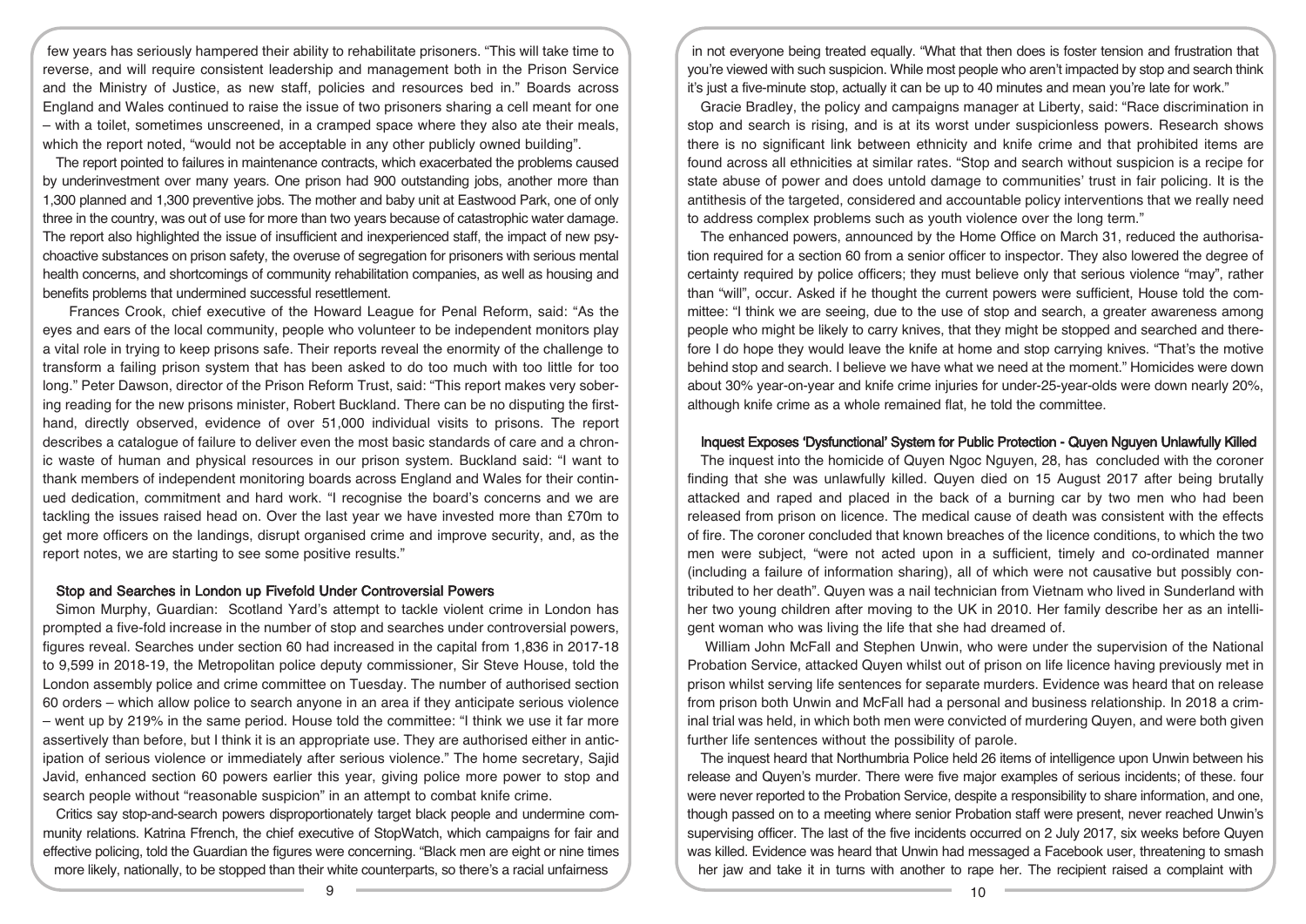few years has seriously hampered their ability to rehabilitate prisoners. "This will take time to reverse, and will require consistent leadership and management both in the Prison Service and the Ministry of Justice, as new staff, policies and resources bed in." Boards across England and Wales continued to raise the issue of two prisoners sharing a cell meant for one – with a toilet, sometimes unscreened, in a cramped space where they also ate their meals, which the report noted, "would not be acceptable in any other publicly owned building".

The report pointed to failures in maintenance contracts, which exacerbated the problems caused by underinvestment over many years. One prison had 900 outstanding jobs, another more than 1,300 planned and 1,300 preventive jobs. The mother and baby unit at Eastwood Park, one of only three in the country, was out of use for more than two years because of catastrophic water damage. The report also highlighted the issue of insufficient and inexperienced staff, the impact of new psychoactive substances on prison safety, the overuse of segregation for prisoners with serious mental health concerns, and shortcomings of community rehabilitation companies, as well as housing and benefits problems that undermined successful resettlement.

Frances Crook, chief executive of the Howard League for Penal Reform, said: "As the eyes and ears of the local community, people who volunteer to be independent monitors play a vital role in trying to keep prisons safe. Their reports reveal the enormity of the challenge to transform a failing prison system that has been asked to do too much with too little for too long." Peter Dawson, director of the Prison Reform Trust, said: "This report makes very sobering reading for the new prisons minister, Robert Buckland. There can be no disputing the first-hand, directly observed, evidence of over 51,000 individual visits to prisons. The report describes a catalogue of failure to deliver even the most basic standards of care and a chronic waste of human and physical resources in our prison system. Buckland said: "I want to thank members of independent monitoring boards across England and Wales for their continued dedication, commitment and hard work. "I recognise the board's concerns and we are tackling the issues raised head on. Over the last year we have invested more than £70m to get more officers on the landings, disrupt organised crime and improve security, and, as the report notes, we are starting to see some positive results."

## Stop and Searches in London up Fivefold Under Controversial Powers

Simon Murphy, Guardian: Scotland Yard's attempt to tackle violent crime in London has prompted a five-fold increase in the number of stop and searches under controversial powers, figures reveal. Searches under section 60 had increased in the capital from 1,836 in 2017-18 to 9,599 in 2018-19, the Metropolitan police deputy commissioner, Sir Steve House, told the London assembly police and crime committee on Tuesday. The number of authorised section 60 orders – which allow police to search anyone in an area if they anticipate serious violence – went up by 219% in the same period. House told the committee: "I think we use it far more assertively than before, but I think it is an appropriate use. They are authorised either in anticipation of serious violence or immediately after serious violence." The home secretary, Sajid Javid, enhanced section 60 powers earlier this year, giving police more power to stop and search people without "reasonable suspicion" in an attempt to combat knife crime.

Critics say stop-and-search powers disproportionately target black people and undermine community relations. Katrina Ffrench, the chief executive of StopWatch, which campaigns for fair and effective policing, told the Guardian the figures were concerning. "Black men are eight or nine times more likely, nationally, to be stopped than their white counterparts, so there's a racial unfairness in not everyone being treated equally. "What that then does is foster tension and frustration that you're viewed with such suspicion. While most people who aren't impacted by stop and search think it's just a five-minute stop, actually it can be up to 40 minutes and mean you're late for work."

Gracie Bradley, the policy and campaigns manager at Liberty, said: "Race discrimination in stop and search is rising, and is at its worst under suspicionless powers. Research shows there is no significant link between ethnicity and knife crime and that prohibited items are found across all ethnicities at similar rates. "Stop and search without suspicion is a recipe for state abuse of power and does untold damage to communities' trust in fair policing. It is the antithesis of the targeted, considered and accountable policy interventions that we really need to address complex problems such as youth violence over the long term."

The enhanced powers, announced by the Home Office on March 31, reduced the authorisation required for a section 60 from a senior officer to inspector. They also lowered the degree of certainty required by police officers; they must believe only that serious violence "may", rather than "will", occur. Asked if he thought the current powers were sufficient, House told the committee: "I think we are seeing, due to the use of stop and search, a greater awareness among people who might be likely to carry knives, that they might be stopped and searched and therefore I do hope they would leave the knife at home and stop carrying knives. "That's the motive behind stop and search. I believe we have what we need at the moment." Homicides were down about 30% year-on-year and knife crime injuries for under-25-year-olds were down nearly 20%, although knife crime as a whole remained flat, he told the committee.

## Inquest Exposes 'Dysfunctional' System for Public Protection - Quyen Nguyen Unlawfully Killed

The inquest into the homicide of Quyen Ngoc Nguyen, 28, has concluded with the coroner finding that she was unlawfully killed. Quyen died on 15 August 2017 after being brutally attacked and raped and placed in the back of a burning car by two men who had been released from prison on licence. The medical cause of death was consistent with the effects of fire. The coroner concluded that known breaches of the licence conditions, to which the two men were subject, "were not acted upon in a sufficient, timely and co-ordinated manner (including a failure of information sharing), all of which were not causative but possibly contributed to her death". Quyen was a nail technician from Vietnam who lived in Sunderland with her two young children after moving to the UK in 2010. Her family describe her as an intelligent woman who was living the life that she had dreamed of.

William John McFall and Stephen Unwin, who were under the supervision of the National Probation Service, attacked Quyen whilst out of prison on life licence having previously met in prison whilst serving life sentences for separate murders. Evidence was heard that on release from prison both Unwin and McFall had a personal and business relationship. In 2018 a criminal trial was held, in which both men were convicted of murdering Quyen, and were both given further life sentences without the possibility of parole.

The inquest heard that Northumbria Police held 26 items of intelligence upon Unwin between his release and Quyen's murder. There were five major examples of serious incidents; of these. four were never reported to the Probation Service, despite a responsibility to share information, and one, though passed on to a meeting where senior Probation staff were present, never reached Unwin's supervising officer. The last of the five incidents occurred on 2 July 2017, six weeks before Quyen was killed. Evidence was heard that Unwin had messaged a Facebook user, threatening to smash her jaw and take it in turns with another to rape her. The recipient raised a complaint with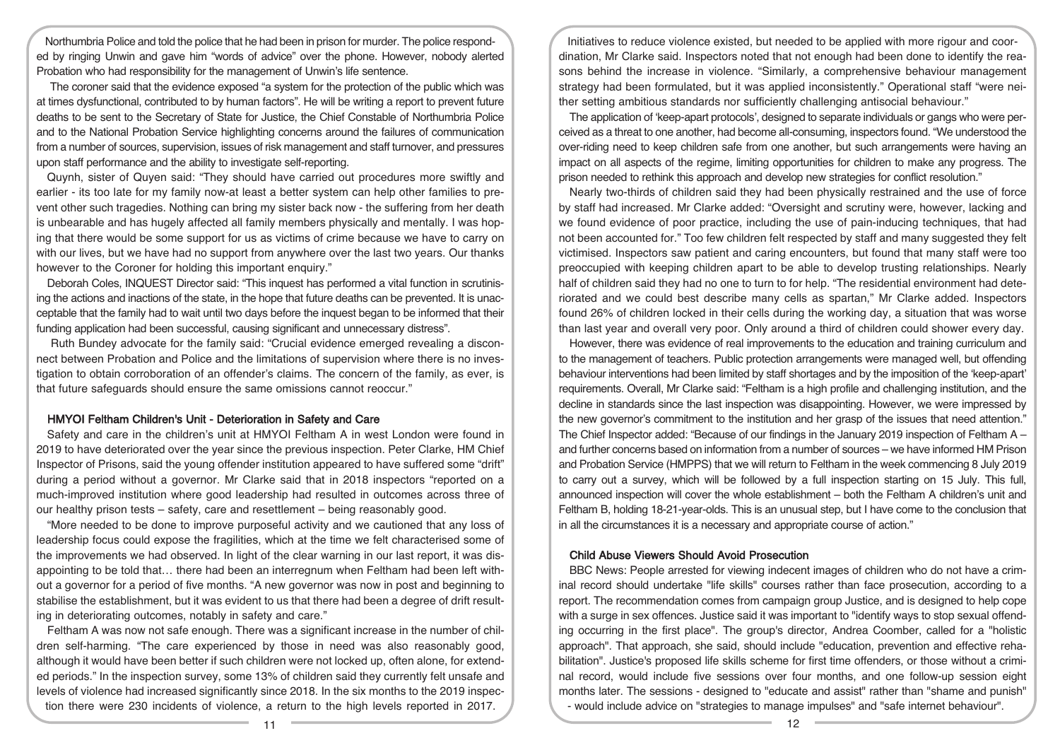Northumbria Police and told the police that he had been in prison for murder. The police responded by ringing Unwin and gave him "words of advice" over the phone. However, nobody alerted Probation who had responsibility for the management of Unwin's life sentence.

The coroner said that the evidence exposed "a system for the protection of the public which was at times dysfunctional, contributed to by human factors". He will be writing a report to prevent future deaths to be sent to the Secretary of State for Justice, the Chief Constable of Northumbria Police and to the National Probation Service highlighting concerns around the failures of communication from a number of sources, supervision, issues of risk management and staff turnover, and pressures upon staff performance and the ability to investigate self-reporting.

Quynh, sister of Quyen said: "They should have carried out procedures more swiftly and earlier - its too late for my family now-at least a better system can help other families to prevent other such tragedies. Nothing can bring my sister back now - the suffering from her death is unbearable and has hugely affected all family members physically and mentally. I was hoping that there would be some support for us as victims of crime because we have to carry on with our lives, but we have had no support from anywhere over the last two years. Our thanks however to the Coroner for holding this important enquiry."

Deborah Coles, INQUEST Director said: "This inquest has performed a vital function in scrutinising the actions and inactions of the state, in the hope that future deaths can be prevented. It is unacceptable that the family had to wait until two days before the inquest began to be informed that their funding application had been successful, causing significant and unnecessary distress".

Ruth Bundey advocate for the family said: "Crucial evidence emerged revealing a disconnect between Probation and Police and the limitations of supervision where there is no investigation to obtain corroboration of an offender's claims. The concern of the family, as ever, is that future safeguards should ensure the same omissions cannot reoccur."

## HMYOI Feltham Children's Unit - Deterioration in Safety and Care

Safety and care in the children's unit at HMYOI Feltham A in west London were found in 2019 to have deteriorated over the year since the previous inspection. Peter Clarke, HM Chief Inspector of Prisons, said the young offender institution appeared to have suffered some "drift" during a period without a governor. Mr Clarke said that in 2018 inspectors "reported on a much-improved institution where good leadership had resulted in outcomes across three of our healthy prison tests – safety, care and resettlement – being reasonably good.

"More needed to be done to improve purposeful activity and we cautioned that any loss of leadership focus could expose the fragilities, which at the time we felt characterised some of the improvements we had observed. In light of the clear warning in our last report, it was disappointing to be told that… there had been an interregnum when Feltham had been left without a governor for a period of five months. "A new governor was now in post and beginning to stabilise the establishment, but it was evident to us that there had been a degree of drift resulting in deteriorating outcomes, notably in safety and care."

Feltham A was now not safe enough. There was a significant increase in the number of children self-harming. "The care experienced by those in need was also reasonably good, although it would have been better if such children were not locked up, often alone, for extended periods." In the inspection survey, some 13% of children said they currently felt unsafe and levels of violence had increased significantly since 2018. In the six months to the 2019 inspection there were 230 incidents of violence, a return to the high levels reported in 2017.

Initiatives to reduce violence existed, but needed to be applied with more rigour and coordination, Mr Clarke said. Inspectors noted that not enough had been done to identify the reasons behind the increase in violence. "Similarly, a comprehensive behaviour management strategy had been formulated, but it was applied inconsistently." Operational staff "were neither setting ambitious standards nor sufficiently challenging antisocial behaviour."

The application of 'keep-apart protocols', designed to separate individuals or gangs who were perceived as a threat to one another, had become all-consuming, inspectors found. "We understood the over-riding need to keep children safe from one another, but such arrangements were having an impact on all aspects of the regime, limiting opportunities for children to make any progress. The prison needed to rethink this approach and develop new strategies for conflict resolution."

Nearly two-thirds of children said they had been physically restrained and the use of force by staff had increased. Mr Clarke added: "Oversight and scrutiny were, however, lacking and we found evidence of poor practice, including the use of pain-inducing techniques, that had not been accounted for." Too few children felt respected by staff and many suggested they felt victimised. Inspectors saw patient and caring encounters, but found that many staff were too preoccupied with keeping children apart to be able to develop trusting relationships. Nearly half of children said they had no one to turn to for help. "The residential environment had deteriorated and we could best describe many cells as spartan," Mr Clarke added. Inspectors found 26% of children locked in their cells during the working day, a situation that was worse than last year and overall very poor. Only around a third of children could shower every day.

However, there was evidence of real improvements to the education and training curriculum and to the management of teachers. Public protection arrangements were managed well, but offending behaviour interventions had been limited by staff shortages and by the imposition of the 'keep-apart' requirements. Overall, Mr Clarke said: "Feltham is a high profile and challenging institution, and the decline in standards since the last inspection was disappointing. However, we were impressed by the new governor's commitment to the institution and her grasp of the issues that need attention." The Chief Inspector added: "Because of our findings in the January 2019 inspection of Feltham A – and further concerns based on information from a number of sources – we have informed HM Prison and Probation Service (HMPPS) that we will return to Feltham in the week commencing 8 July 2019 to carry out a survey, which will be followed by a full inspection starting on 15 July. This full, announced inspection will cover the whole establishment – both the Feltham A children's unit and Feltham B, holding 18-21-year-olds. This is an unusual step, but I have come to the conclusion that in all the circumstances it is a necessary and appropriate course of action."

## Child Abuse Viewers Should Avoid Prosecution

BBC News: People arrested for viewing indecent images of children who do not have a criminal record should undertake "life skills" courses rather than face prosecution, according to a report. The recommendation comes from campaign group Justice, and is designed to help cope with a surge in sex offences. Justice said it was important to "identify ways to stop sexual offending occurring in the first place". The group's director, Andrea Coomber, called for a "holistic approach". That approach, she said, should include "education, prevention and effective rehabilitation". Justice's proposed life skills scheme for first time offenders, or those without a criminal record, would include five sessions over four months, and one follow-up session eight months later. The sessions - designed to "educate and assist" rather than "shame and punish" - would include advice on "strategies to manage impulses" and "safe internet behaviour".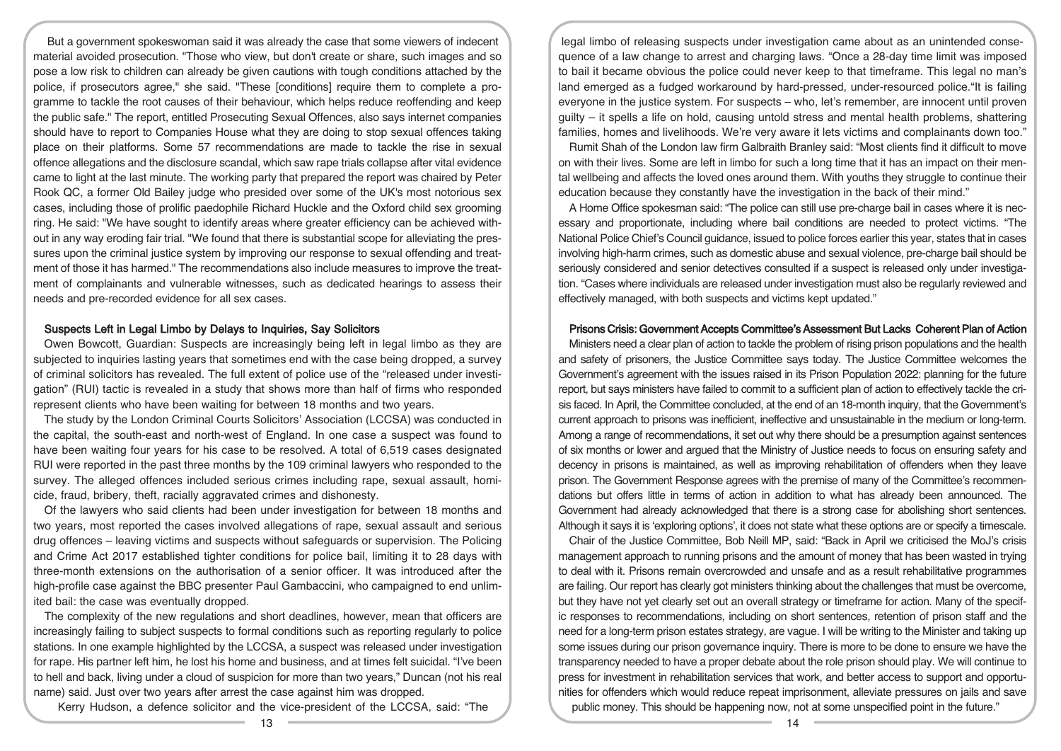But a government spokeswoman said it was already the case that some viewers of indecent material avoided prosecution. "Those who view, but don't create or share, such images and so pose a low risk to children can already be given cautions with tough conditions attached by the police, if prosecutors agree," she said. "These [conditions] require them to complete a programme to tackle the root causes of their behaviour, which helps reduce reoffending and keep the public safe." The report, entitled Prosecuting Sexual Offences, also says internet companies should have to report to Companies House what they are doing to stop sexual offences taking place on their platforms. Some 57 recommendations are made to tackle the rise in sexual offence allegations and the disclosure scandal, which saw rape trials collapse after vital evidence came to light at the last minute. The working party that prepared the report was chaired by Peter Rook QC, a former Old Bailey judge who presided over some of the UK's most notorious sex cases, including those of prolific paedophile Richard Huckle and the Oxford child sex grooming ring. He said: "We have sought to identify areas where greater efficiency can be achieved without in any way eroding fair trial. "We found that there is substantial scope for alleviating the pressures upon the criminal justice system by improving our response to sexual offending and treatment of those it has harmed." The recommendations also include measures to improve the treatment of complainants and vulnerable witnesses, such as dedicated hearings to assess their needs and pre-recorded evidence for all sex cases.

### Suspects Left in Legal Limbo by Delays to Inquiries, Say Solicitors

Owen Bowcott, Guardian: Suspects are increasingly being left in legal limbo as they are subjected to inquiries lasting years that sometimes end with the case being dropped, a survey of criminal solicitors has revealed. The full extent of police use of the "released under investigation" (RUI) tactic is revealed in a study that shows more than half of firms who responded represent clients who have been waiting for between 18 months and two years.

The study by the London Criminal Courts Solicitors' Association (LCCSA) was conducted in the capital, the south-east and north-west of England. In one case a suspect was found to have been waiting four years for his case to be resolved. A total of 6,519 cases designated RUI were reported in the past three months by the 109 criminal lawyers who responded to the survey. The alleged offences included serious crimes including rape, sexual assault, homicide, fraud, bribery, theft, racially aggravated crimes and dishonesty.

Of the lawyers who said clients had been under investigation for between 18 months and two years, most reported the cases involved allegations of rape, sexual assault and serious drug offences – leaving victims and suspects without safeguards or supervision. The Policing and Crime Act 2017 established tighter conditions for police bail, limiting it to 28 days with three-month extensions on the authorisation of a senior officer. It was introduced after the high-profile case against the BBC presenter Paul Gambaccini, who campaigned to end unlimited bail: the case was eventually dropped.

The complexity of the new regulations and short deadlines, however, mean that officers are increasingly failing to subject suspects to formal conditions such as reporting regularly to police stations. In one example highlighted by the LCCSA, a suspect was released under investigation for rape. His partner left him, he lost his home and business, and at times felt suicidal. "I've been to hell and back, living under a cloud of suspicion for more than two years," Duncan (not his real name) said. Just over two years after arrest the case against him was dropped.

Kerry Hudson, a defence solicitor and the vice-president of the LCCSA, said: "The legal limbo of releasing suspects under investigation came about as an unintended consequence of a law change to arrest and charging laws. "Once a 28-day time limit was imposed to bail it became obvious the police could never keep to that timeframe. This legal no man's land emerged as a fudged workaround by hard-pressed, under-resourced police."It is failing everyone in the justice system. For suspects – who, let's remember, are innocent until proven guilty – it spells a life on hold, causing untold stress and mental health problems, shattering families, homes and livelihoods. We're very aware it lets victims and complainants down too."

Rumit Shah of the London law firm Galbraith Branley said: "Most clients find it difficult to move on with their lives. Some are left in limbo for such a long time that it has an impact on their mental wellbeing and affects the loved ones around them. With youths they struggle to continue their education because they constantly have the investigation in the back of their mind."

A Home Office spokesman said: "The police can still use pre-charge bail in cases where it is necessary and proportionate, including where bail conditions are needed to protect victims. "The National Police Chief's Council guidance, issued to police forces earlier this year, states that in cases involving high-harm crimes, such as domestic abuse and sexual violence, pre-charge bail should be seriously considered and senior detectives consulted if a suspect is released only under investigation. "Cases where individuals are released under investigation must also be regularly reviewed and effectively managed, with both suspects and victims kept updated."

### Prisons Crisis: Government Accepts Committee's Assessment But Lacks Coherent Plan of Action

Ministers need a clear plan of action to tackle the problem of rising prison populations and the health and safety of prisoners, the Justice Committee says today. The Justice Committee welcomes the Government's agreement with the issues raised in its Prison Population 2022: planning for the future report, but says ministers have failed to commit to a sufficient plan of action to effectively tackle the crisis faced. In April, the Committee concluded, at the end of an 18-month inquiry, that the Government's current approach to prisons was inefficient, ineffective and unsustainable in the medium or long-term. Among a range of recommendations, it set out why there should be a presumption against sentences of six months or lower and argued that the Ministry of Justice needs to focus on ensuring safety and decency in prisons is maintained, as well as improving rehabilitation of offenders when they leave prison. The Government Response agrees with the premise of many of the Committee's recommendations but offers little in terms of action in addition to what has already been announced. The Government had already acknowledged that there is a strong case for abolishing short sentences. Although it says it is 'exploring options', it does not state what these options are or specify a timescale.

Chair of the Justice Committee, Bob Neill MP, said: "Back in April we criticised the MoJ's crisis management approach to running prisons and the amount of money that has been wasted in trying to deal with it. Prisons remain overcrowded and unsafe and as a result rehabilitative programmes are failing. Our report has clearly got ministers thinking about the challenges that must be overcome, but they have not yet clearly set out an overall strategy or timeframe for action. Many of the specific responses to recommendations, including on short sentences, retention of prison staff and the need for a long-term prison estates strategy, are vague. I will be writing to the Minister and taking up some issues during our prison governance inquiry. There is more to be done to ensure we have the transparency needed to have a proper debate about the role prison should play. We will continue to press for investment in rehabilitation services that work, and better access to support and opportunities for offenders which would reduce repeat imprisonment, alleviate pressures on jails and save public money. This should be happening now, not at some unspecified point in the future."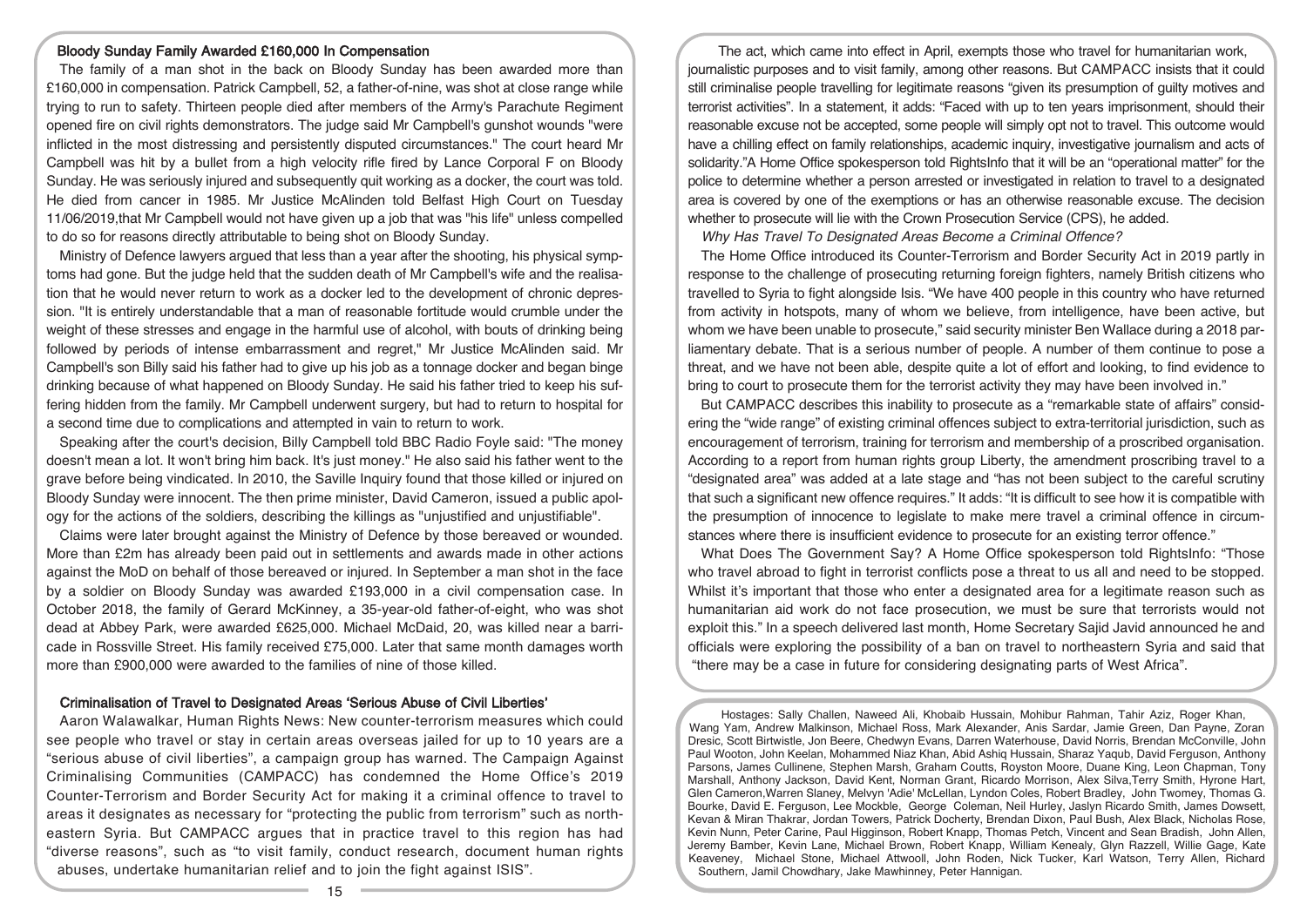### Bloody Sunday Family Awarded £160,000 In Compensation

The family of a man shot in the back on Bloody Sunday has been awarded more than £160,000 in compensation. Patrick Campbell, 52, a father-of-nine, was shot at close range while trying to run to safety. Thirteen people died after members of the Army's Parachute Regiment opened fire on civil rights demonstrators. The judge said Mr Campbell's gunshot wounds "were inflicted in the most distressing and persistently disputed circumstances." The court heard Mr Campbell was hit by a bullet from a high velocity rifle fired by Lance Corporal F on Bloody Sunday. He was seriously injured and subsequently quit working as a docker, the court was told. He died from cancer in 1985. Mr Justice McAlinden told Belfast High Court on Tuesday 11/06/2019,that Mr Campbell would not have given up a job that was "his life" unless compelled to do so for reasons directly attributable to being shot on Bloody Sunday.

Ministry of Defence lawyers argued that less than a year after the shooting, his physical symptoms had gone. But the judge held that the sudden death of Mr Campbell's wife and the realisation that he would never return to work as a docker led to the development of chronic depression. "It is entirely understandable that a man of reasonable fortitude would crumble under the weight of these stresses and engage in the harmful use of alcohol, with bouts of drinking being followed by periods of intense embarrassment and regret," Mr Justice McAlinden said. Mr Campbell's son Billy said his father had to give up his job as a tonnage docker and began binge drinking because of what happened on Bloody Sunday. He said his father tried to keep his suffering hidden from the family. Mr Campbell underwent surgery, but had to return to hospital for a second time due to complications and attempted in vain to return to work.

Speaking after the court's decision, Billy Campbell told BBC Radio Foyle said: "The money doesn't mean a lot. It won't bring him back. It's just money." He also said his father went to the grave before being vindicated. In 2010, the Saville Inquiry found that those killed or injured on Bloody Sunday were innocent. The then prime minister, David Cameron, issued a public apology for the actions of the soldiers, describing the killings as "unjustified and unjustifiable".

Claims were later brought against the Ministry of Defence by those bereaved or wounded. More than £2m has already been paid out in settlements and awards made in other actions against the MoD on behalf of those bereaved or injured. In September a man shot in the face by a soldier on Bloody Sunday was awarded £193,000 in a civil compensation case. In October 2018, the family of Gerard McKinney, a 35-year-old father-of-eight, who was shot dead at Abbey Park, were awarded £625,000. Michael McDaid, 20, was killed near a barricade in Rossville Street. His family received £75,000. Later that same month damages worth more than £900,000 were awarded to the families of nine of those killed.

### Criminalisation of Travel to Designated Areas 'Serious Abuse of Civil Liberties'

Aaron Walawalkar, Human Rights News: New counter-terrorism measures which could see people who travel or stay in certain areas overseas jailed for up to 10 years are a "serious abuse of civil liberties", a campaign group has warned. The Campaign Against Criminalising Communities (CAMPACC) has condemned the Home Office's 2019 Counter-Terrorism and Border Security Act for making it a criminal offence to travel to areas it designates as necessary for "protecting the public from terrorism" such as northeastern Syria. But CAMPACC argues that in practice travel to this region has had "diverse reasons", such as "to visit family, conduct research, document human rights abuses, undertake humanitarian relief and to join the fight against ISIS".

The act, which came into effect in April, exempts those who travel for humanitarian work, journalistic purposes and to visit family, among other reasons. But CAMPACC insists that it could still criminalise people travelling for legitimate reasons "given its presumption of guilty motives and terrorist activities". In a statement, it adds: "Faced with up to ten years imprisonment, should their reasonable excuse not be accepted, some people will simply opt not to travel. This outcome would have a chilling effect on family relationships, academic inquiry, investigative journalism and acts of solidarity."A Home Office spokesperson told RightsInfo that it will be an "operational matter" for the police to determine whether a person arrested or investigated in relation to travel to a designated area is covered by one of the exemptions or has an otherwise reasonable excuse. The decision whether to prosecute will lie with the Crown Prosecution Service (CPS), he added.

*Why Has Travel To Designated Areas Become a Criminal Offence?*

The Home Office introduced its Counter-Terrorism and Border Security Act in 2019 partly in response to the challenge of prosecuting returning foreign fighters, namely British citizens who travelled to Syria to fight alongside Isis. "We have 400 people in this country who have returned from activity in hotspots, many of whom we believe, from intelligence, have been active, but whom we have been unable to prosecute," said security minister Ben Wallace during a 2018 parliamentary debate. That is a serious number of people. A number of them continue to pose a threat, and we have not been able, despite quite a lot of effort and looking, to find evidence to bring to court to prosecute them for the terrorist activity they may have been involved in."

But CAMPACC describes this inability to prosecute as a "remarkable state of affairs" considering the "wide range" of existing criminal offences subject to extra-territorial jurisdiction, such as encouragement of terrorism, training for terrorism and membership of a proscribed organisation. According to a report from human rights group Liberty, the amendment proscribing travel to a "designated area" was added at a late stage and "has not been subject to the careful scrutiny that such a significant new offence requires." It adds: "It is difficult to see how it is compatible with the presumption of innocence to legislate to make mere travel a criminal offence in circumstances where there is insufficient evidence to prosecute for an existing terror offence."

What Does The Government Say? A Home Office spokesperson told RightsInfo: "Those who travel abroad to fight in terrorist conflicts pose a threat to us all and need to be stopped. Whilst it's important that those who enter a designated area for a legitimate reason such as humanitarian aid work do not face prosecution, we must be sure that terrorists would not exploit this." In a speech delivered last month, Home Secretary Sajid Javid announced he and officials were exploring the possibility of a ban on travel to northeastern Syria and said that "there may be a case in future for considering designating parts of West Africa".

Hostages: Sally Challen, Naweed Ali, Khobaib Hussain, Mohibur Rahman, Tahir Aziz, Roger Khan, Wang Yam, Andrew Malkinson, Michael Ross, Mark Alexander, Anis Sardar, Jamie Green, Dan Payne, Zoran Dresic, Scott Birtwistle, Jon Beere, Chedwyn Evans, Darren Waterhouse, David Norris, Brendan McConville, John Paul Wooton, John Keelan, Mohammed Niaz Khan, Abid Ashiq Hussain, Sharaz Yaqub, David Ferguson, Anthony Parsons, James Cullinene, Stephen Marsh, Graham Coutts, Royston Moore, Duane King, Leon Chapman, Tony Marshall, Anthony Jackson, David Kent, Norman Grant, Ricardo Morrison, Alex Silva,Terry Smith, Hyrone Hart, Glen Cameron,Warren Slaney, Melvyn 'Adie' McLellan, Lyndon Coles, Robert Bradley, John Twomey, Thomas G. Bourke, David E. Ferguson, Lee Mockble, George Coleman, Neil Hurley, Jaslyn Ricardo Smith, James Dowsett, Kevan & Miran Thakrar, Jordan Towers, Patrick Docherty, Brendan Dixon, Paul Bush, Alex Black, Nicholas Rose, Kevin Nunn, Peter Carine, Paul Higginson, Robert Knapp, Thomas Petch, Vincent and Sean Bradish, John Allen, Jeremy Bamber, Kevin Lane, Michael Brown, Robert Knapp, William Kenealy, Glyn Razzell, Willie Gage, Kate Keaveney, Michael Stone, Michael Attwooll, John Roden, Nick Tucker, Karl Watson, Terry Allen, Richard Southern, Jamil Chowdhary, Jake Mawhinney, Peter Hannigan.